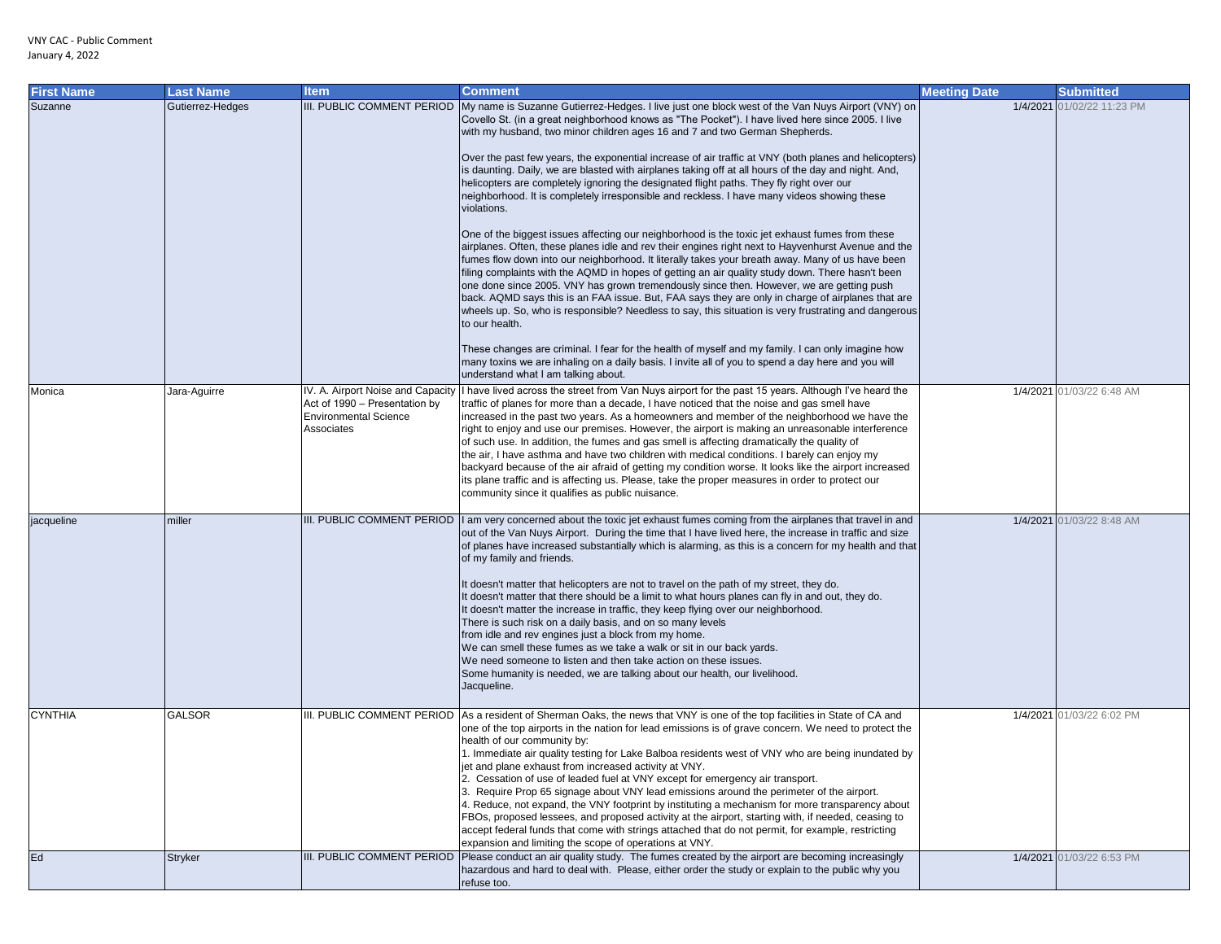VNY CAC - Public Comment
January 4, 2022

| First Name | Last Name | Item | Comment | Meeting Date | Submitted |
|---|---|---|---|---|---|
| Suzanne | Gutierrez-Hedges | III. PUBLIC COMMENT PERIOD | My name is Suzanne Gutierrez-Hedges. I live just one block west of the Van Nuys Airport (VNY) on Covello St. (in a great neighborhood knows as "The Pocket"). I have lived here since 2005. I live with my husband, two minor children ages 16 and 7 and two German Shepherds.<br><br>Over the past few years, the exponential increase of air traffic at VNY (both planes and helicopters) is daunting. Daily, we are blasted with airplanes taking off at all hours of the day and night. And, helicopters are completely ignoring the designated flight paths. They fly right over our neighborhood. It is completely irresponsible and reckless. I have many videos showing these violations.<br><br>One of the biggest issues affecting our neighborhood is the toxic jet exhaust fumes from these airplanes. Often, these planes idle and rev their engines right next to Hayvenhurst Avenue and the fumes flow down into our neighborhood. It literally takes your breath away. Many of us have been filing complaints with the AQMD in hopes of getting an air quality study down. There hasn't been one done since 2005. VNY has grown tremendously since then. However, we are getting push back. AQMD says this is an FAA issue. But, FAA says they are only in charge of airplanes that are wheels up. So, who is responsible? Needless to say, this situation is very frustrating and dangerous to our health.<br><br>These changes are criminal. I fear for the health of myself and my family. I can only imagine how many toxins we are inhaling on a daily basis. I invite all of you to spend a day here and you will understand what I am talking about. | 1/4/2021 | 01/02/22 11:23 PM |
| Monica | Jara-Aguirre | IV. A. Airport Noise and Capacity Act of 1990 – Presentation by Environmental Science Associates | I have lived across the street from Van Nuys airport for the past 15 years. Although I've heard the traffic of planes for more than a decade, I have noticed that the noise and gas smell have increased in the past two years. As a homeowners and member of the neighborhood we have the right to enjoy and use our premises. However, the airport is making an unreasonable interference of such use. In addition, the fumes and gas smell is affecting dramatically the quality of the air, I have asthma and have two children with medical conditions. I barely can enjoy my backyard because of the air afraid of getting my condition worse. It looks like the airport increased its plane traffic and is affecting us. Please, take the proper measures in order to protect our community since it qualifies as public nuisance. | 1/4/2021 | 01/03/22 6:48 AM |
| jacqueline | miller | III. PUBLIC COMMENT PERIOD | I am very concerned about the toxic jet exhaust fumes coming from the airplanes that travel in and out of the Van Nuys Airport. During the time that I have lived here, the increase in traffic and size of planes have increased substantially which is alarming, as this is a concern for my health and that of my family and friends.<br><br>It doesn't matter that helicopters are not to travel on the path of my street, they do.<br>It doesn't matter that there should be a limit to what hours planes can fly in and out, they do.<br>It doesn't matter the increase in traffic, they keep flying over our neighborhood.<br>There is such risk on a daily basis, and on so many levels<br>from idle and rev engines just a block from my home.<br>We can smell these fumes as we take a walk or sit in our back yards.<br>We need someone to listen and then take action on these issues.<br>Some humanity is needed, we are talking about our health, our livelihood.<br>Jacqueline. | 1/4/2021 | 01/03/22 8:48 AM |
| CYNTHIA | GALSOR | III. PUBLIC COMMENT PERIOD | As a resident of Sherman Oaks, the news that VNY is one of the top facilities in State of CA and one of the top airports in the nation for lead emissions is of grave concern. We need to protect the health of our community by:<br>1. Immediate air quality testing for Lake Balboa residents west of VNY who are being inundated by jet and plane exhaust from increased activity at VNY.<br>2. Cessation of use of leaded fuel at VNY except for emergency air transport.<br>3. Require Prop 65 signage about VNY lead emissions around the perimeter of the airport.<br>4. Reduce, not expand, the VNY footprint by instituting a mechanism for more transparency about FBOs, proposed lessees, and proposed activity at the airport, starting with, if needed, ceasing to accept federal funds that come with strings attached that do not permit, for example, restricting expansion and limiting the scope of operations at VNY. | 1/4/2021 | 01/03/22 6:02 PM |
| Ed | Stryker | III. PUBLIC COMMENT PERIOD | Please conduct an air quality study. The fumes created by the airport are becoming increasingly hazardous and hard to deal with. Please, either order the study or explain to the public why you refuse too. | 1/4/2021 | 01/03/22 6:53 PM |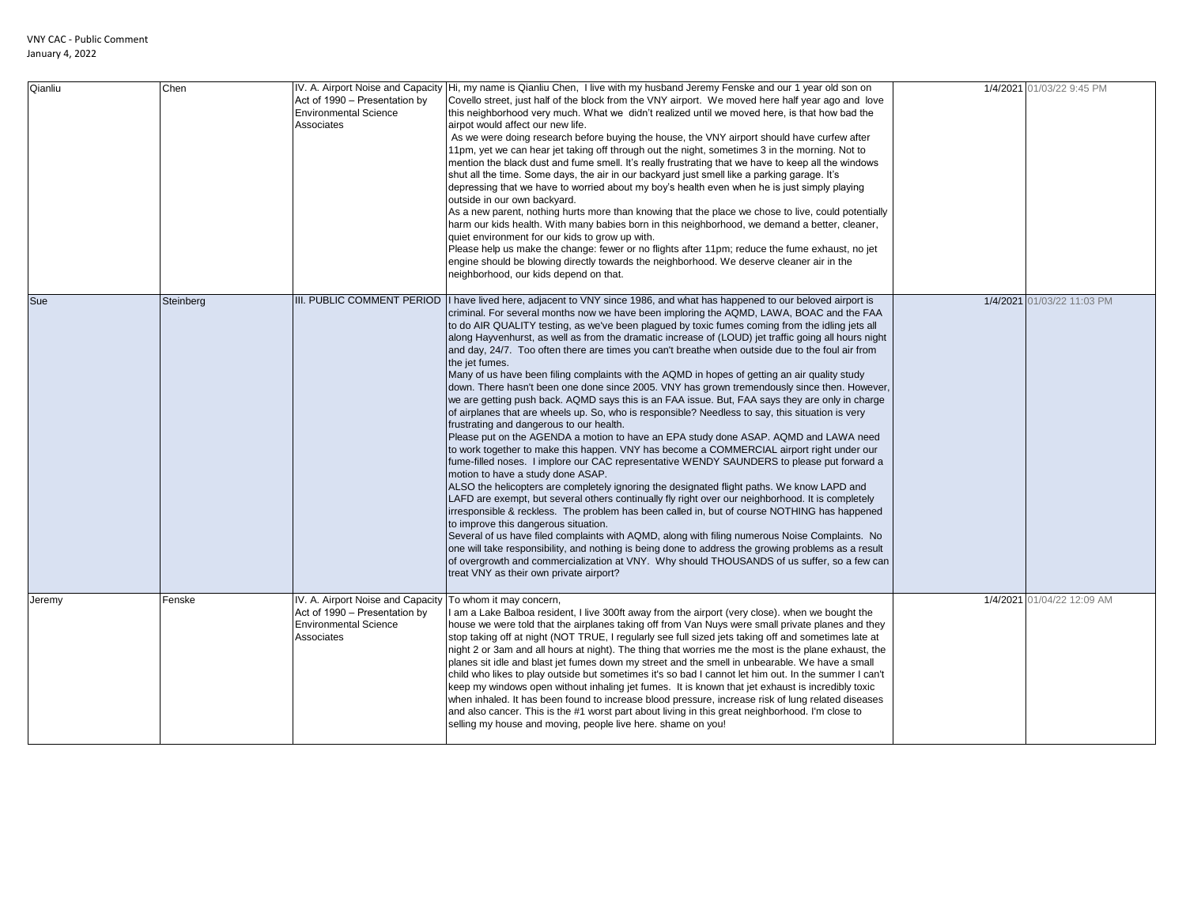| Qianliu | Chen | IV. A. Airport Noise and Capacity Act of 1990 – Presentation by Environmental Science Associates | Hi, my name is Qianliu Chen, I live with my husband Jeremy Fenske and our 1 year old son on Covello street, just half of the block from the VNY airport. We moved here half year ago and love this neighborhood very much. What we didn't realized until we moved here, is that how bad the airpot would affect our new life. As we were doing research before buying the house, the VNY airport should have curfew after 11pm, yet we can hear jet taking off through out the night, sometimes 3 in the morning. Not to mention the black dust and fume smell. It's really frustrating that we have to keep all the windows shut all the time. Some days, the air in our backyard just smell like a parking garage. It's depressing that we have to worried about my boy's health even when he is just simply playing outside in our own backyard. As a new parent, nothing hurts more than knowing that the place we chose to live, could potentially harm our kids health. With many babies born in this neighborhood, we demand a better, cleaner, quiet environment for our kids to grow up with. Please help us make the change: fewer or no flights after 11pm; reduce the fume exhaust, no jet engine should be blowing directly towards the neighborhood. We deserve cleaner air in the neighborhood, our kids depend on that. | 1/4/2021 | 01/03/22 9:45 PM |
|---|---|---|---|---|---|
| Sue | Steinberg | III. PUBLIC COMMENT PERIOD | I have lived here, adjacent to VNY since 1986, and what has happened to our beloved airport is criminal. For several months now we have been imploring the AQMD, LAWA, BOAC and the FAA to do AIR QUALITY testing, as we've been plagued by toxic fumes coming from the idling jets all along Hayvenhurst, as well as from the dramatic increase of (LOUD) jet traffic going all hours night and day, 24/7. Too often there are times you can't breathe when outside due to the foul air from the jet fumes. Many of us have been filing complaints with the AQMD in hopes of getting an air quality study down. There hasn't been one done since 2005. VNY has grown tremendously since then. However, we are getting push back. AQMD says this is an FAA issue. But, FAA says they are only in charge of airplanes that are wheels up. So, who is responsible? Needless to say, this situation is very frustrating and dangerous to our health. Please put on the AGENDA a motion to have an EPA study done ASAP. AQMD and LAWA need to work together to make this happen. VNY has become a COMMERCIAL airport right under our fume-filled noses. I implore our CAC representative WENDY SAUNDERS to please put forward a motion to have a study done ASAP. ALSO the helicopters are completely ignoring the designated flight paths. We know LAPD and LAFD are exempt, but several others continually fly right over our neighborhood. It is completely irresponsible & reckless. The problem has been called in, but of course NOTHING has happened to improve this dangerous situation. Several of us have filed complaints with AQMD, along with filing numerous Noise Complaints. No one will take responsibility, and nothing is being done to address the growing problems as a result of overgrowth and commercialization at VNY. Why should THOUSANDS of us suffer, so a few can treat VNY as their own private airport? | 1/4/2021 | 01/03/22 11:03 PM |
| Jeremy | Fenske | IV. A. Airport Noise and Capacity Act of 1990 – Presentation by Environmental Science Associates | To whom it may concern, I am a Lake Balboa resident, I live 300ft away from the airport (very close). when we bought the house we were told that the airplanes taking off from Van Nuys were small private planes and they stop taking off at night (NOT TRUE, I regularly see full sized jets taking off and sometimes late at night 2 or 3am and all hours at night). The thing that worries me the most is the plane exhaust, the planes sit idle and blast jet fumes down my street and the smell in unbearable. We have a small child who likes to play outside but sometimes it's so bad I cannot let him out. In the summer I can't keep my windows open without inhaling jet fumes. It is known that jet exhaust is incredibly toxic when inhaled. It has been found to increase blood pressure, increase risk of lung related diseases and also cancer. This is the #1 worst part about living in this great neighborhood. I'm close to selling my house and moving, people live here. shame on you! | 1/4/2021 | 01/04/22 12:09 AM |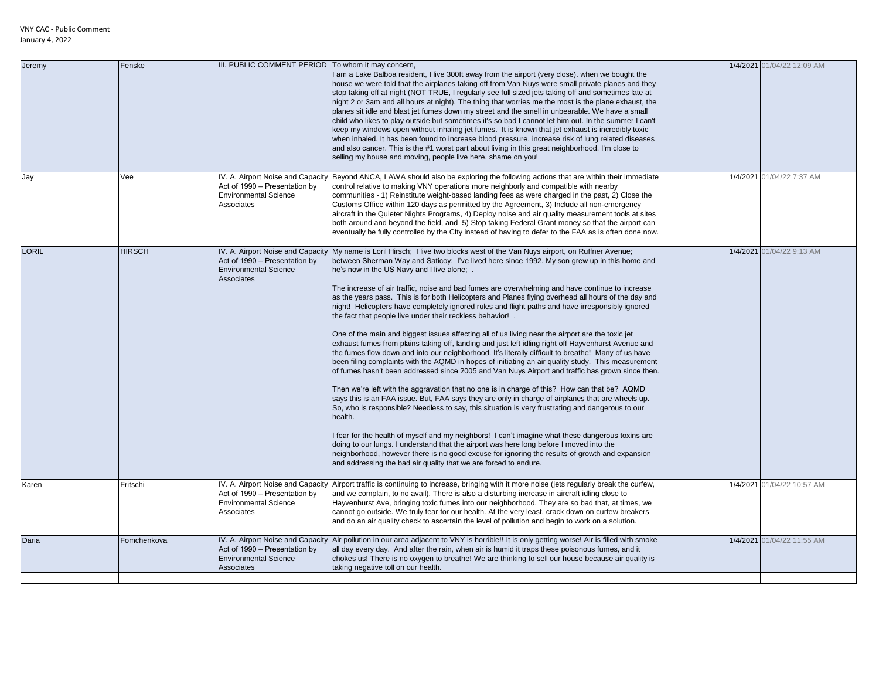VNY CAC - Public Comment
January 4, 2022

| | | | | | |
|---|---|---|---|---|---|
| Jeremy | Fenske | III. PUBLIC COMMENT PERIOD | To whom it may concern, I am a Lake Balboa resident, I live 300ft away from the airport (very close). when we bought the house we were told that the airplanes taking off from Van Nuys were small private planes and they stop taking off at night (NOT TRUE, I regularly see full sized jets taking off and sometimes late at night 2 or 3am and all hours at night). The thing that worries me the most is the plane exhaust, the planes sit idle and blast jet fumes down my street and the smell in unbearable. We have a small child who likes to play outside but sometimes it's so bad I cannot let him out. In the summer I can't keep my windows open without inhaling jet fumes. It is known that jet exhaust is incredibly toxic when inhaled. It has been found to increase blood pressure, increase risk of lung related diseases and also cancer. This is the #1 worst part about living in this great neighborhood. I'm close to selling my house and moving, people live here. shame on you! | 1/4/2021 | 01/04/22 12:09 AM |
| Jay | Vee | IV. A. Airport Noise and Capacity Act of 1990 – Presentation by Environmental Science Associates | Beyond ANCA, LAWA should also be exploring the following actions that are within their immediate control relative to making VNY operations more neighborly and compatible with nearby communities - 1) Reinstitute weight-based landing fees as were charged in the past, 2) Close the Customs Office within 120 days as permitted by the Agreement, 3) Include all non-emergency aircraft in the Quieter Nights Programs, 4) Deploy noise and air quality measurement tools at sites both around and beyond the field, and 5) Stop taking Federal Grant money so that the airport can eventually be fully controlled by the CIty instead of having to defer to the FAA as is often done now. | 1/4/2021 | 01/04/22 7:37 AM |
| LORIL | HIRSCH | IV. A. Airport Noise and Capacity Act of 1990 – Presentation by Environmental Science Associates | My name is Loril Hirsch; I live two blocks west of the Van Nuys airport, on Ruffner Avenue; between Sherman Way and Saticoy; I've lived here since 1992. My son grew up in this home and he's now in the US Navy and I live alone; . <br><br> The increase of air traffic, noise and bad fumes are overwhelming and have continue to increase as the years pass. This is for both Helicopters and Planes flying overhead all hours of the day and night! Helicopters have completely ignored rules and flight paths and have irresponsibly ignored the fact that people live under their reckless behavior! . <br><br> One of the main and biggest issues affecting all of us living near the airport are the toxic jet exhaust fumes from plains taking off, landing and just left idling right off Hayvenhurst Avenue and the fumes flow down and into our neighborhood. It's literally difficult to breathe! Many of us have been filing complaints with the AQMD in hopes of initiating an air quality study. This measurement of fumes hasn't been addressed since 2005 and Van Nuys Airport and traffic has grown since then. <br><br> Then we're left with the aggravation that no one is in charge of this? How can that be? AQMD says this is an FAA issue. But, FAA says they are only in charge of airplanes that are wheels up. So, who is responsible? Needless to say, this situation is very frustrating and dangerous to our health. <br><br> I fear for the health of myself and my neighbors! I can't imagine what these dangerous toxins are doing to our lungs. I understand that the airport was here long before I moved into the neighborhood, however there is no good excuse for ignoring the results of growth and expansion and addressing the bad air quality that we are forced to endure. | 1/4/2021 | 01/04/22 9:13 AM |
| Karen | Fritschi | IV. A. Airport Noise and Capacity Act of 1990 – Presentation by Environmental Science Associates | Airport traffic is continuing to increase, bringing with it more noise (jets regularly break the curfew, and we complain, to no avail). There is also a disturbing increase in aircraft idling close to Hayvenhurst Ave, bringing toxic fumes into our neighborhood. They are so bad that, at times, we cannot go outside. We truly fear for our health. At the very least, crack down on curfew breakers and do an air quality check to ascertain the level of pollution and begin to work on a solution. | 1/4/2021 | 01/04/22 10:57 AM |
| Daria | Fomchenkova | IV. A. Airport Noise and Capacity Act of 1990 – Presentation by Environmental Science Associates | Air pollution in our area adjacent to VNY is horrible!! It is only getting worse! Air is filled with smoke all day every day. And after the rain, when air is humid it traps these poisonous fumes, and it chokes us! There is no oxygen to breathe! We are thinking to sell our house because air quality is taking negative toll on our health. | 1/4/2021 | 01/04/22 11:55 AM |
| | | | | | |